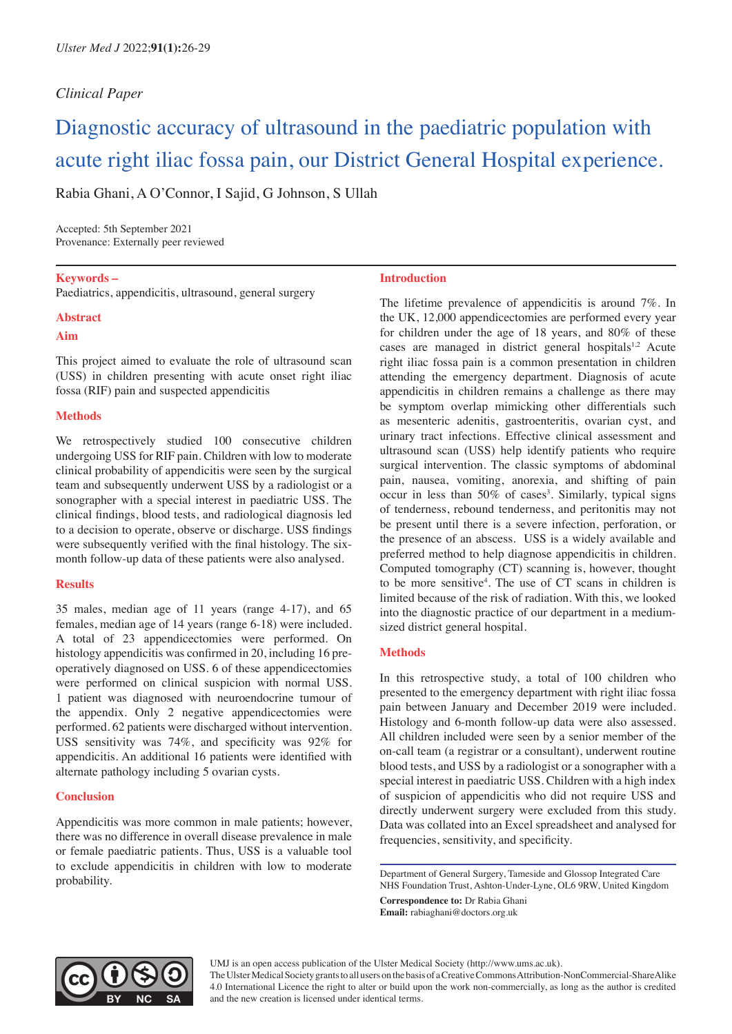*Clinical Paper*

# Diagnostic accuracy of ultrasound in the paediatric population with acute right iliac fossa pain, our District General Hospital experience.

Rabia Ghani, A O'Connor, I Sajid, G Johnson, S Ullah

Accepted: 5th September 2021
Provenance: Externally peer reviewed

**Keywords –**
Paediatrics, appendicitis, ultrasound, general surgery

## Abstract

### Aim

This project aimed to evaluate the role of ultrasound scan (USS) in children presenting with acute onset right iliac fossa (RIF) pain and suspected appendicitis

### Methods

We retrospectively studied 100 consecutive children undergoing USS for RIF pain. Children with low to moderate clinical probability of appendicitis were seen by the surgical team and subsequently underwent USS by a radiologist or a sonographer with a special interest in paediatric USS. The clinical findings, blood tests, and radiological diagnosis led to a decision to operate, observe or discharge. USS findings were subsequently verified with the final histology. The six-month follow-up data of these patients were also analysed.

### Results

35 males, median age of 11 years (range 4-17), and 65 females, median age of 14 years (range 6-18) were included. A total of 23 appendicectomies were performed. On histology appendicitis was confirmed in 20, including 16 pre-operatively diagnosed on USS. 6 of these appendicectomies were performed on clinical suspicion with normal USS. 1 patient was diagnosed with neuroendocrine tumour of the appendix. Only 2 negative appendicectomies were performed. 62 patients were discharged without intervention. USS sensitivity was 74%, and specificity was 92% for appendicitis. An additional 16 patients were identified with alternate pathology including 5 ovarian cysts.

### Conclusion

Appendicitis was more common in male patients; however, there was no difference in overall disease prevalence in male or female paediatric patients. Thus, USS is a valuable tool to exclude appendicitis in children with low to moderate probability.

## Introduction

The lifetime prevalence of appendicitis is around 7%. In the UK, 12,000 appendicectomies are performed every year for children under the age of 18 years, and 80% of these cases are managed in district general hospitals[1,2] Acute right iliac fossa pain is a common presentation in children attending the emergency department. Diagnosis of acute appendicitis in children remains a challenge as there may be symptom overlap mimicking other differentials such as mesenteric adenitis, gastroenteritis, ovarian cyst, and urinary tract infections. Effective clinical assessment and ultrasound scan (USS) help identify patients who require surgical intervention. The classic symptoms of abdominal pain, nausea, vomiting, anorexia, and shifting of pain occur in less than 50% of cases[3]. Similarly, typical signs of tenderness, rebound tenderness, and peritonitis may not be present until there is a severe infection, perforation, or the presence of an abscess. USS is a widely available and preferred method to help diagnose appendicitis in children. Computed tomography (CT) scanning is, however, thought to be more sensitive[4]. The use of CT scans in children is limited because of the risk of radiation. With this, we looked into the diagnostic practice of our department in a medium-sized district general hospital.

## Methods

In this retrospective study, a total of 100 children who presented to the emergency department with right iliac fossa pain between January and December 2019 were included. Histology and 6-month follow-up data were also assessed. All children included were seen by a senior member of the on-call team (a registrar or a consultant), underwent routine blood tests, and USS by a radiologist or a sonographer with a special interest in paediatric USS. Children with a high index of suspicion of appendicitis who did not require USS and directly underwent surgery were excluded from this study. Data was collated into an Excel spreadsheet and analysed for frequencies, sensitivity, and specificity.

Department of General Surgery, Tameside and Glossop Integrated Care NHS Foundation Trust, Ashton-Under-Lyne, OL6 9RW, United Kingdom

**Correspondence to:** Dr Rabia Ghani
**Email:** rabiaghani@doctors.org.uk

UMJ is an open access publication of the Ulster Medical Society (http://www.ums.ac.uk).
The Ulster Medical Society grants to all users on the basis of a Creative Commons Attribution-NonCommercial-ShareAlike 4.0 International Licence the right to alter or build upon the work non-commercially, as long as the author is credited and the new creation is licensed under identical terms.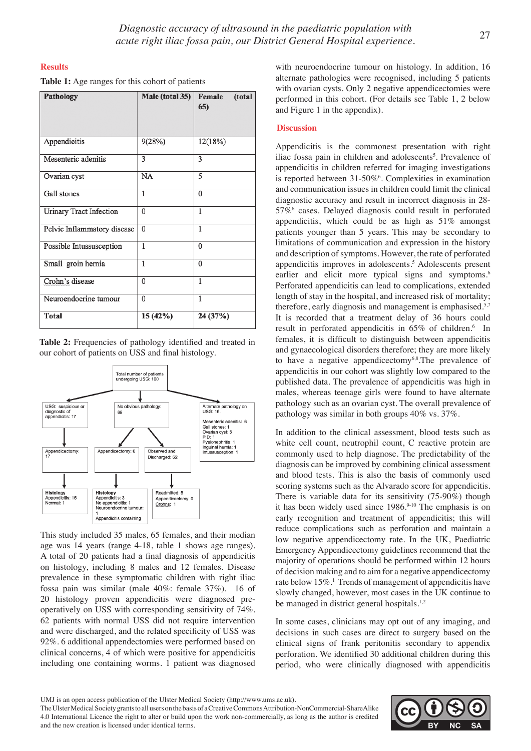## Results

**Table 1:** Age ranges for this cohort of patients

| Pathology | Male (total 35) | Female (total 65) |
|---|---|---|
| Appendicitis | 9(28%) | 12(18%) |
| Mesenteric adenitis | 3 | 3 |
| Ovarian cyst | NA | 5 |
| Gall stones | 1 | 0 |
| Urinary Tract Infection | 0 | 1 |
| Pelvic Inflammatory disease | 0 | 1 |
| Possible Intussusception | 1 | 0 |
| Small groin hernia | 1 | 0 |
| Crohn's disease | 0 | 1 |
| Neuroendocrine tumour | 0 | 1 |
| **Total** | **15 (42%)** | **24 (37%)** |

**Table 2:** Frequencies of pathology identified and treated in our cohort of patients on USS and final histology.

Total number of patients undergoing USG: 100

- USG: suspicious or diagnostic of appendicitis: 17
  - Appendicectomy: 17
    - Histology Appendicitis: 16 Normal: 1
- No obvious pathology: 68
  - Appendicectomy: 6
    - Histology Appendicitis: 3 No appendicitis: 1 Neuroendocrine tumour: 1 Appendicitis containing
  - Observed and Discharged: 62
    - Readmitted: 5 Appendicectomy: 0 Crohns: 1
- Alternate pathology on USG: 16.
  - Mesenteric adenitis: 6 Gall stones: 1 Ovarian cyst: 5 PID: 1 Pyelonephritis: 1 Inguinal hernia: 1 Intussusception: 1

This study included 35 males, 65 females, and their median age was 14 years (range 4-18, table 1 shows age ranges). A total of 20 patients had a final diagnosis of appendicitis on histology, including 8 males and 12 females. Disease prevalence in these symptomatic children with right iliac fossa pain was similar (male 40%: female 37%). 16 of 20 histology proven appendicitis were diagnosed pre-operatively on USS with corresponding sensitivity of 74%. 62 patients with normal USS did not require intervention and were discharged, and the related specificity of USS was 92%. 6 additional appendectomies were performed based on clinical concerns, 4 of which were positive for appendicitis including one containing worms. 1 patient was diagnosed with neuroendocrine tumour on histology. In addition, 16 alternate pathologies were recognised, including 5 patients with ovarian cysts. Only 2 negative appendicectomies were performed in this cohort. (For details see Table 1, 2 below and Figure 1 in the appendix).

## Discussion

Appendicitis is the commonest presentation with right iliac fossa pain in children and adolescents[5]. Prevalence of appendicitis in children referred for imaging investigations is reported between 31-50%[6]. Complexities in examination and communication issues in children could limit the clinical diagnostic accuracy and result in incorrect diagnosis in 28-57%[6] cases. Delayed diagnosis could result in perforated appendicitis, which could be as high as 51% amongst patients younger than 5 years. This may be secondary to limitations of communication and expression in the history and description of symptoms. However, the rate of perforated appendicitis improves in adolescents.[5] Adolescents present earlier and elicit more typical signs and symptoms.[6] Perforated appendicitis can lead to complications, extended length of stay in the hospital, and increased risk of mortality; therefore, early diagnosis and management is emphasised.[5,7] It is recorded that a treatment delay of 36 hours could result in perforated appendicitis in 65% of children.[6] In females, it is difficult to distinguish between appendicitis and gynaecological disorders therefore; they are more likely to have a negative appendicectomy[6,8].The prevalence of appendicitis in our cohort was slightly low compared to the published data. The prevalence of appendicitis was high in males, whereas teenage girls were found to have alternate pathology such as an ovarian cyst. The overall prevalence of pathology was similar in both groups 40% vs. 37%.

In addition to the clinical assessment, blood tests such as white cell count, neutrophil count, C reactive protein are commonly used to help diagnose. The predictability of the diagnosis can be improved by combining clinical assessment and blood tests. This is also the basis of commonly used scoring systems such as the Alvarado score for appendicitis. There is variable data for its sensitivity (75-90%) though it has been widely used since 1986.[9-10] The emphasis is on early recognition and treatment of appendicitis; this will reduce complications such as perforation and maintain a low negative appendicectomy rate. In the UK, Paediatric Emergency Appendicectomy guidelines recommend that the majority of operations should be performed within 12 hours of decision making and to aim for a negative appendicectomy rate below 15%.[1] Trends of management of appendicitis have slowly changed, however, most cases in the UK continue to be managed in district general hospitals.[1,2]

In some cases, clinicians may opt out of any imaging, and decisions in such cases are direct to surgery based on the clinical signs of frank peritonitis secondary to appendix perforation. We identified 30 additional children during this period, who were clinically diagnosed with appendicitis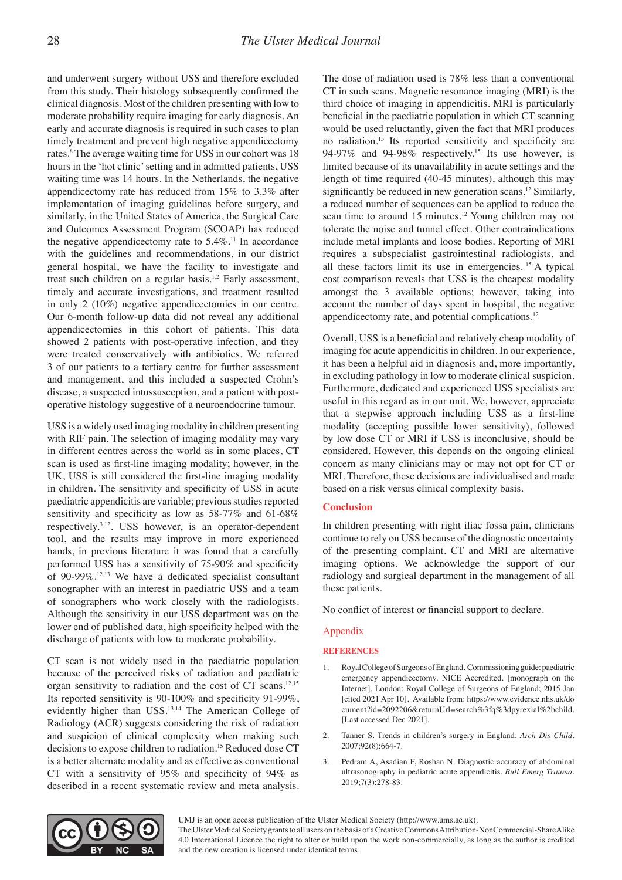and underwent surgery without USS and therefore excluded from this study. Their histology subsequently confirmed the clinical diagnosis. Most of the children presenting with low to moderate probability require imaging for early diagnosis. An early and accurate diagnosis is required in such cases to plan timely treatment and prevent high negative appendicectomy rates.[8] The average waiting time for USS in our cohort was 18 hours in the 'hot clinic' setting and in admitted patients, USS waiting time was 14 hours. In the Netherlands, the negative appendicectomy rate has reduced from 15% to 3.3% after implementation of imaging guidelines before surgery, and similarly, in the United States of America, the Surgical Care and Outcomes Assessment Program (SCOAP) has reduced the negative appendicectomy rate to 5.4%.[11] In accordance with the guidelines and recommendations, in our district general hospital, we have the facility to investigate and treat such children on a regular basis.[1,2] Early assessment, timely and accurate investigations, and treatment resulted in only 2 (10%) negative appendicectomies in our centre. Our 6-month follow-up data did not reveal any additional appendicectomies in this cohort of patients. This data showed 2 patients with post-operative infection, and they were treated conservatively with antibiotics. We referred 3 of our patients to a tertiary centre for further assessment and management, and this included a suspected Crohn's disease, a suspected intussusception, and a patient with post-operative histology suggestive of a neuroendocrine tumour.

USS is a widely used imaging modality in children presenting with RIF pain. The selection of imaging modality may vary in different centres across the world as in some places, CT scan is used as first-line imaging modality; however, in the UK, USS is still considered the first-line imaging modality in children. The sensitivity and specificity of USS in acute paediatric appendicitis are variable; previous studies reported sensitivity and specificity as low as 58-77% and 61-68% respectively.[3,12]. USS however, is an operator-dependent tool, and the results may improve in more experienced hands, in previous literature it was found that a carefully performed USS has a sensitivity of 75-90% and specificity of 90-99%.[12,13] We have a dedicated specialist consultant sonographer with an interest in paediatric USS and a team of sonographers who work closely with the radiologists. Although the sensitivity in our USS department was on the lower end of published data, high specificity helped with the discharge of patients with low to moderate probability.

CT scan is not widely used in the paediatric population because of the perceived risks of radiation and paediatric organ sensitivity to radiation and the cost of CT scans.[12,15] Its reported sensitivity is 90-100% and specificity 91-99%, evidently higher than USS.[13,14] The American College of Radiology (ACR) suggests considering the risk of radiation and suspicion of clinical complexity when making such decisions to expose children to radiation.[15] Reduced dose CT is a better alternate modality and as effective as conventional CT with a sensitivity of 95% and specificity of 94% as described in a recent systematic review and meta analysis. The dose of radiation used is 78% less than a conventional CT in such scans. Magnetic resonance imaging (MRI) is the third choice of imaging in appendicitis. MRI is particularly beneficial in the paediatric population in which CT scanning would be used reluctantly, given the fact that MRI produces no radiation.[15] Its reported sensitivity and specificity are 94-97% and 94-98% respectively.[15] Its use however, is limited because of its unavailability in acute settings and the length of time required (40-45 minutes), although this may significantly be reduced in new generation scans.[12] Similarly, a reduced number of sequences can be applied to reduce the scan time to around 15 minutes.[12] Young children may not tolerate the noise and tunnel effect. Other contraindications include metal implants and loose bodies. Reporting of MRI requires a subspecialist gastrointestinal radiologists, and all these factors limit its use in emergencies.[15] A typical cost comparison reveals that USS is the cheapest modality amongst the 3 available options; however, taking into account the number of days spent in hospital, the negative appendicectomy rate, and potential complications.[12]

Overall, USS is a beneficial and relatively cheap modality of imaging for acute appendicitis in children. In our experience, it has been a helpful aid in diagnosis and, more importantly, in excluding pathology in low to moderate clinical suspicion. Furthermore, dedicated and experienced USS specialists are useful in this regard as in our unit. We, however, appreciate that a stepwise approach including USS as a first-line modality (accepting possible lower sensitivity), followed by low dose CT or MRI if USS is inconclusive, should be considered. However, this depends on the ongoing clinical concern as many clinicians may or may not opt for CT or MRI. Therefore, these decisions are individualised and made based on a risk versus clinical complexity basis.

## Conclusion

In children presenting with right iliac fossa pain, clinicians continue to rely on USS because of the diagnostic uncertainty of the presenting complaint. CT and MRI are alternative imaging options. We acknowledge the support of our radiology and surgical department in the management of all these patients.

No conflict of interest or financial support to declare.

## Appendix

### REFERENCES

1. Royal College of Surgeons of England. Commissioning guide: paediatric emergency appendicectomy. NICE Accredited. [monograph on the Internet]. London: Royal College of Surgeons of England; 2015 Jan [cited 2021 Apr 10]. Available from: https://www.evidence.nhs.uk/document?id=2092206&returnUrl=search%3fq%3dpyrexial%2bchild. [Last accessed Dec 2021].

2. Tanner S. Trends in children's surgery in England. *Arch Dis Child*. 2007;92(8):664-7.

3. Pedram A, Asadian F, Roshan N. Diagnostic accuracy of abdominal ultrasonography in pediatric acute appendicitis. *Bull Emerg Trauma*. 2019;7(3):278-83.

UMJ is an open access publication of the Ulster Medical Society (http://www.ums.ac.uk).
The Ulster Medical Society grants to all users on the basis of a Creative Commons Attribution-NonCommercial-ShareAlike 4.0 International Licence the right to alter or build upon the work non-commercially, as long as the author is credited and the new creation is licensed under identical terms.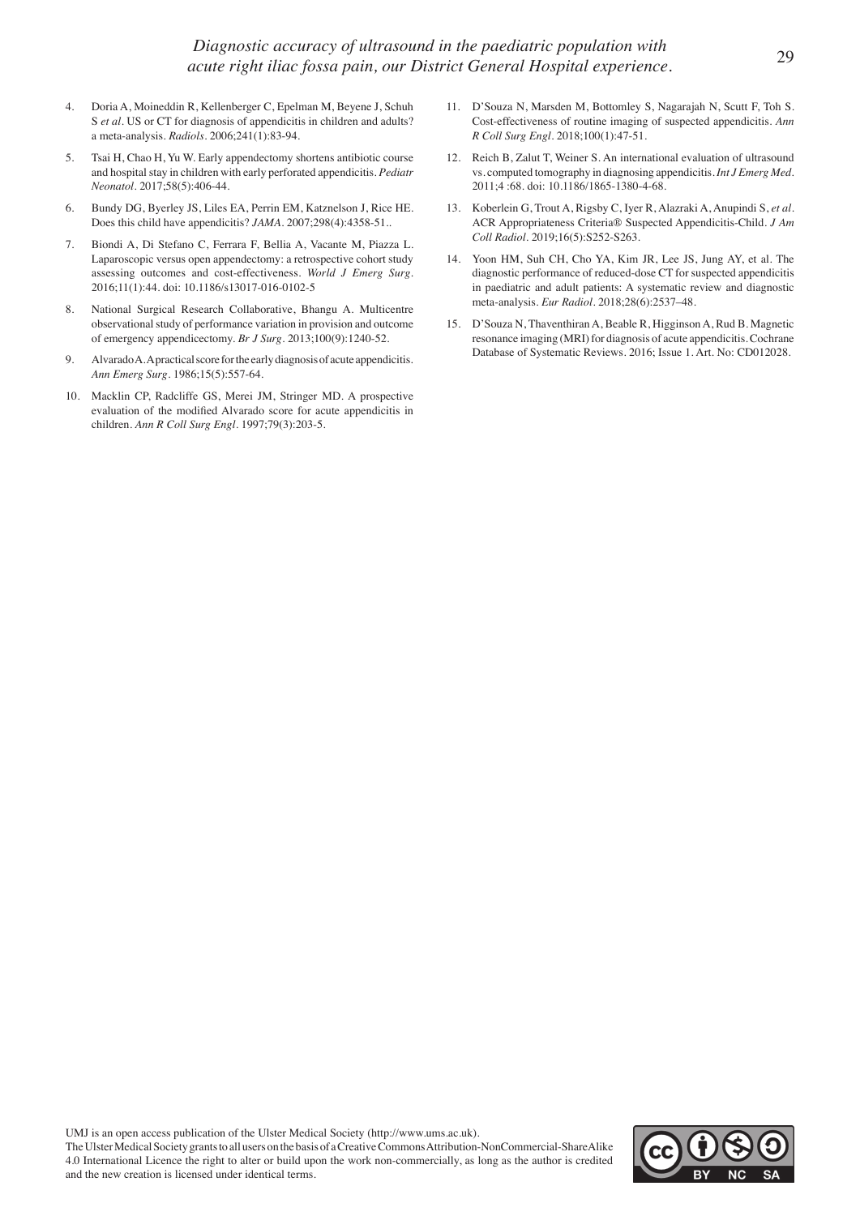4. Doria A, Moineddin R, Kellenberger C, Epelman M, Beyene J, Schuh S *et al*. US or CT for diagnosis of appendicitis in children and adults? a meta-analysis. *Radiols*. 2006;241(1):83-94.

5. Tsai H, Chao H, Yu W. Early appendectomy shortens antibiotic course and hospital stay in children with early perforated appendicitis. *Pediatr Neonatol*. 2017;58(5):406-44.

6. Bundy DG, Byerley JS, Liles EA, Perrin EM, Katznelson J, Rice HE. Does this child have appendicitis? *JAMA*. 2007;298(4):4358-51..

7. Biondi A, Di Stefano C, Ferrara F, Bellia A, Vacante M, Piazza L. Laparoscopic versus open appendectomy: a retrospective cohort study assessing outcomes and cost-effectiveness. *World J Emerg Surg*. 2016;11(1):44. doi: 10.1186/s13017-016-0102-5

8. National Surgical Research Collaborative, Bhangu A. Multicentre observational study of performance variation in provision and outcome of emergency appendicectomy. *Br J Surg*. 2013;100(9):1240-52.

9. Alvarado A. A practical score for the early diagnosis of acute appendicitis. *Ann Emerg Surg*. 1986;15(5):557-64.

10. Macklin CP, Radcliffe GS, Merei JM, Stringer MD. A prospective evaluation of the modified Alvarado score for acute appendicitis in children. *Ann R Coll Surg Engl*. 1997;79(3):203-5.

11. D'Souza N, Marsden M, Bottomley S, Nagarajah N, Scutt F, Toh S. Cost-effectiveness of routine imaging of suspected appendicitis. *Ann R Coll Surg Engl*. 2018;100(1):47-51.

12. Reich B, Zalut T, Weiner S. An international evaluation of ultrasound vs. computed tomography in diagnosing appendicitis. *Int J Emerg Med*. 2011;4 :68. doi: 10.1186/1865-1380-4-68.

13. Koberlein G, Trout A, Rigsby C, Iyer R, Alazraki A, Anupindi S, *et al*. ACR Appropriateness Criteria® Suspected Appendicitis-Child. *J Am Coll Radiol*. 2019;16(5):S252-S263.

14. Yoon HM, Suh CH, Cho YA, Kim JR, Lee JS, Jung AY, et al. The diagnostic performance of reduced-dose CT for suspected appendicitis in paediatric and adult patients: A systematic review and diagnostic meta-analysis. *Eur Radiol*. 2018;28(6):2537–48.

15. D'Souza N, Thaventhiran A, Beable R, Higginson A, Rud B. Magnetic resonance imaging (MRI) for diagnosis of acute appendicitis. Cochrane Database of Systematic Reviews. 2016; Issue 1. Art. No: CD012028.

UMJ is an open access publication of the Ulster Medical Society (http://www.ums.ac.uk).
The Ulster Medical Society grants to all users on the basis of a Creative Commons Attribution-NonCommercial-ShareAlike 4.0 International Licence the right to alter or build upon the work non-commercially, as long as the author is credited and the new creation is licensed under identical terms.